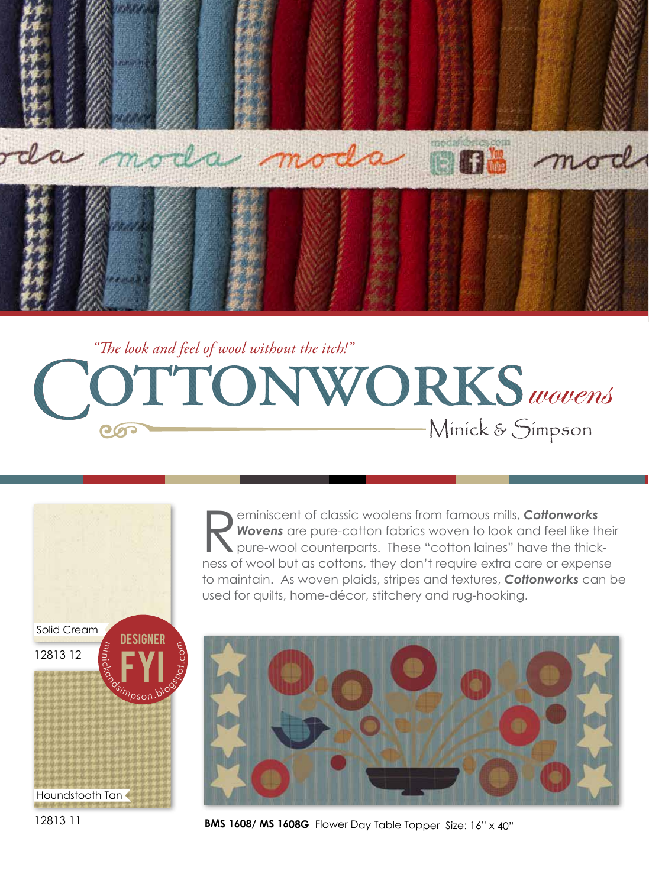*"The look and feel of wool without the itch!"*

# COTTONWORKS *wovens*

Minick & Simpson

Reminiscent of classic woolens from famous mills, ***Cottonworks Wovens*** are pure-cotton fabrics woven to look and feel like their pure-wool counterparts. These "cotton laines" have the thickness of wool but as cottons, they don't require extra care or expense to maintain. As woven plaids, stripes and textures, ***Cottonworks*** can be used for quilts, home-décor, stitchery and rug-hooking.

Solid Cream

12813 12

DESIGNER FYI

minickandsimpson.blogspot.com

Houndstooth Tan

12813 11

**BMS 1608/ MS 1608G** Flower Day Table Topper Size: 16" x 40"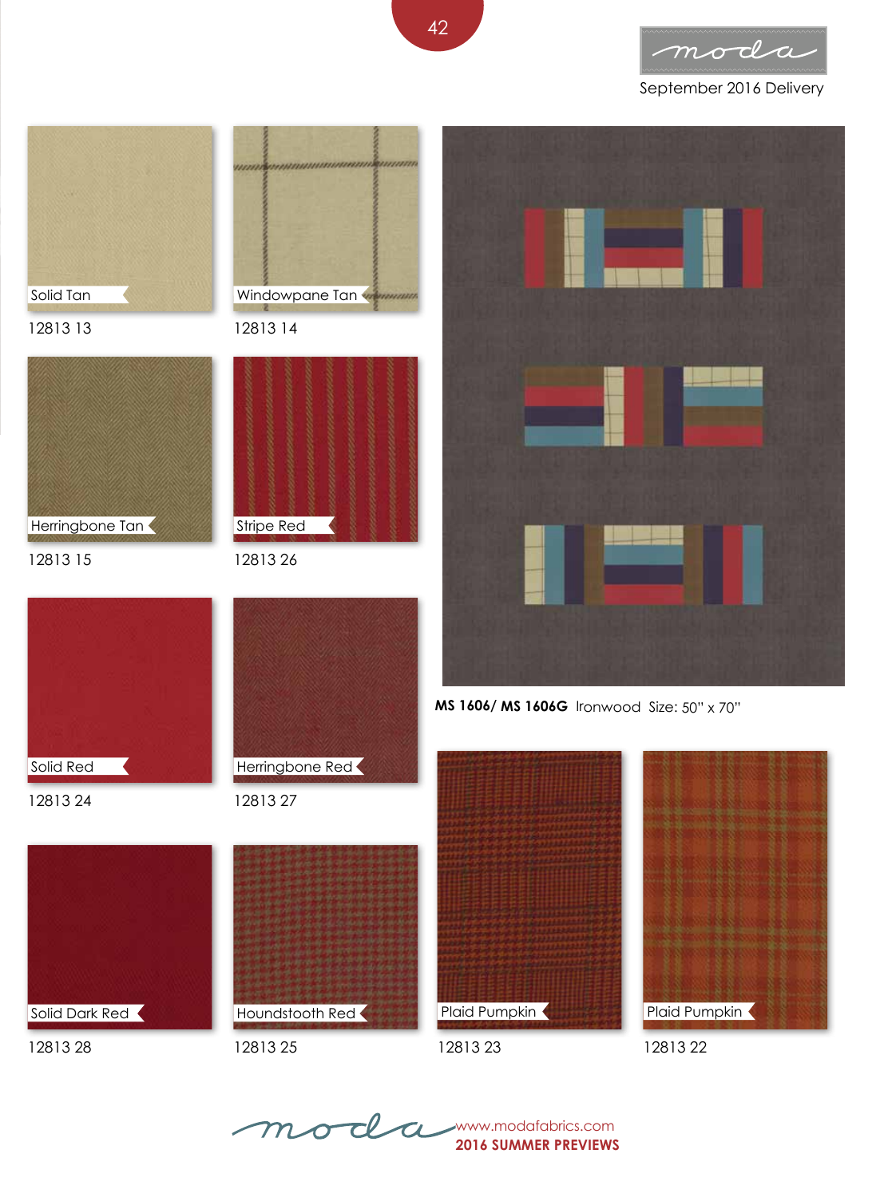September 2016 Delivery

Solid Tan

12813 13

Windowpane Tan

12813 14

Herringbone Tan

12813 15

Stripe Red

12813 26

Solid Red

12813 24

Herringbone Red

12813 27

Solid Dark Red

12813 28

Houndstooth Red

12813 25

**MS 1606/ MS 1606G** Ironwood Size: 50" x 70"

Plaid Pumpkin

12813 23

Plaid Pumpkin

12813 22

www.modafabrics.com

**2016 SUMMER PREVIEWS**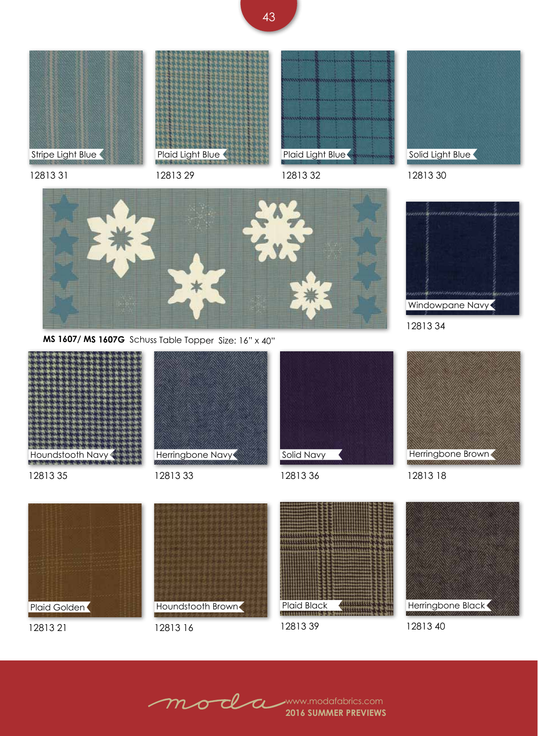Stripe Light Blue

12813 31

Plaid Light Blue

12813 29

Plaid Light Blue

12813 32

Solid Light Blue

12813 30

**MS 1607/ MS 1607G** Schuss Table Topper Size: 16" x 40"

Windowpane Navy

12813 34

Houndstooth Navy

12813 35

Herringbone Navy

12813 33

Solid Navy

12813 36

Herringbone Brown

12813 18

Plaid Golden

12813 21

Houndstooth Brown

12813 16

Plaid Black

12813 39

Herringbone Black

12813 40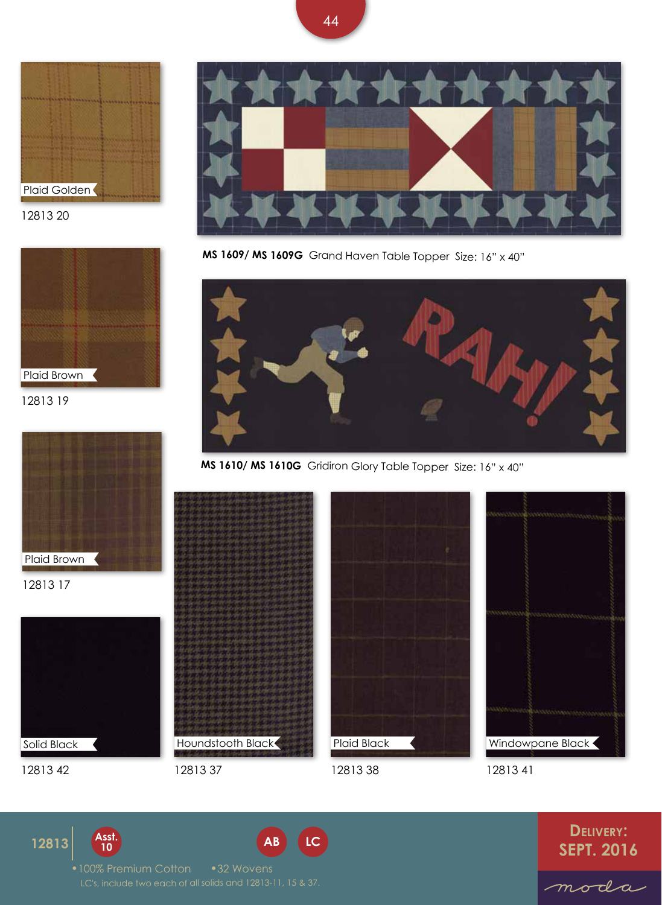Plaid Golden

12813 20

MS 1609/ MS 1609G Grand Haven Table Topper Size: 16" x 40"

Plaid Brown

12813 19

MS 1610/ MS 1610G Gridiron Glory Table Topper Size: 16" x 40"

Plaid Brown

12813 17

Solid Black

12813 42

Houndstooth Black

12813 37

Plaid Black

12813 38

Windowpane Black

12813 41

12813 Asst. 10 AB LC

• 100% Premium Cotton • 32 Wovens

LC's, include two each of all solids and 12813-11, 15 & 37.

**DELIVERY: SEPT. 2016**

moda